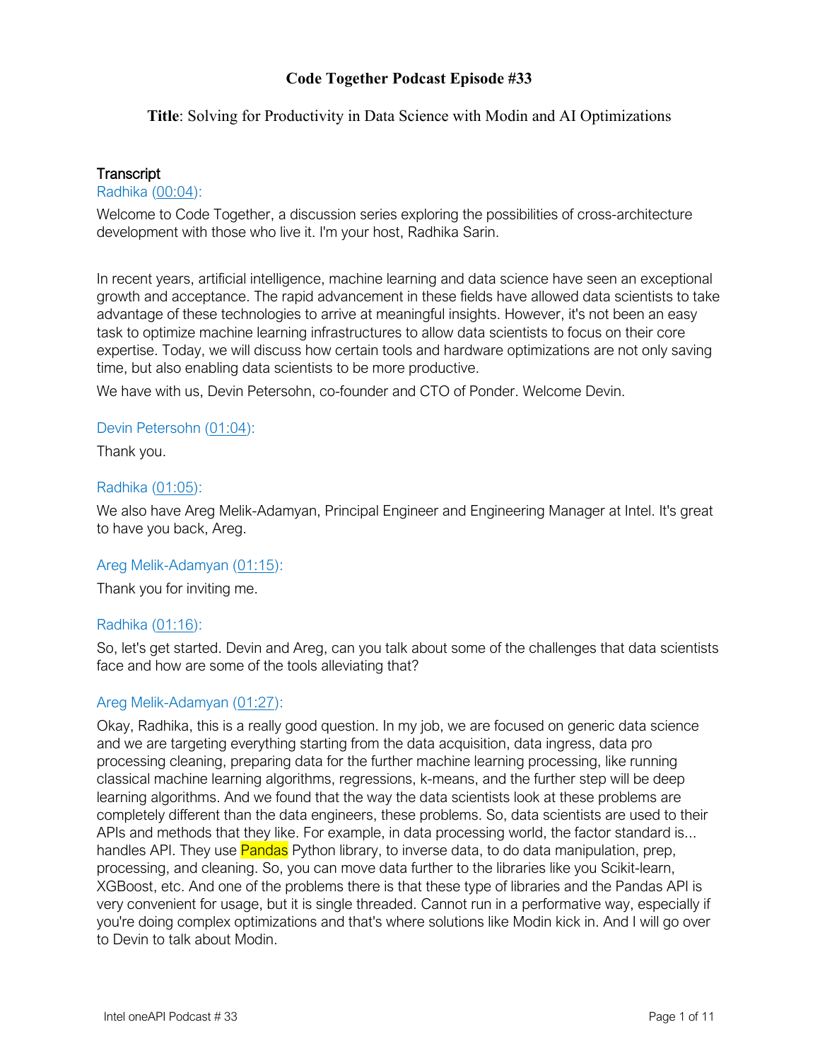# Code Together Podcast Episode #33

**Title**: Solving for Productivity in Data Science with Modin and AI Optimizations

## Transcript

Radhika (00:04):

Welcome to Code Together, a discussion series exploring the possibilities of cross-architecture development with those who live it. I'm your host, Radhika Sarin.

In recent years, artificial intelligence, machine learning and data science have seen an exceptional growth and acceptance. The rapid advancement in these fields have allowed data scientists to take advantage of these technologies to arrive at meaningful insights. However, it's not been an easy task to optimize machine learning infrastructures to allow data scientists to focus on their core expertise. Today, we will discuss how certain tools and hardware optimizations are not only saving time, but also enabling data scientists to be more productive.

We have with us, Devin Petersohn, co-founder and CTO of Ponder. Welcome Devin.

Devin Petersohn (01:04):

Thank you.

Radhika (01:05):

We also have Areg Melik-Adamyan, Principal Engineer and Engineering Manager at Intel. It's great to have you back, Areg.

Areg Melik-Adamyan (01:15):

Thank you for inviting me.

Radhika (01:16):

So, let's get started. Devin and Areg, can you talk about some of the challenges that data scientists face and how are some of the tools alleviating that?

Areg Melik-Adamyan (01:27):

Okay, Radhika, this is a really good question. In my job, we are focused on generic data science and we are targeting everything starting from the data acquisition, data ingress, data pro processing cleaning, preparing data for the further machine learning processing, like running classical machine learning algorithms, regressions, k-means, and the further step will be deep learning algorithms. And we found that the way the data scientists look at these problems are completely different than the data engineers, these problems. So, data scientists are used to their APIs and methods that they like. For example, in data processing world, the factor standard is... handles API. They use Pandas Python library, to inverse data, to do data manipulation, prep, processing, and cleaning. So, you can move data further to the libraries like you Scikit-learn, XGBoost, etc. And one of the problems there is that these type of libraries and the Pandas API is very convenient for usage, but it is single threaded. Cannot run in a performative way, especially if you're doing complex optimizations and that's where solutions like Modin kick in. And I will go over to Devin to talk about Modin.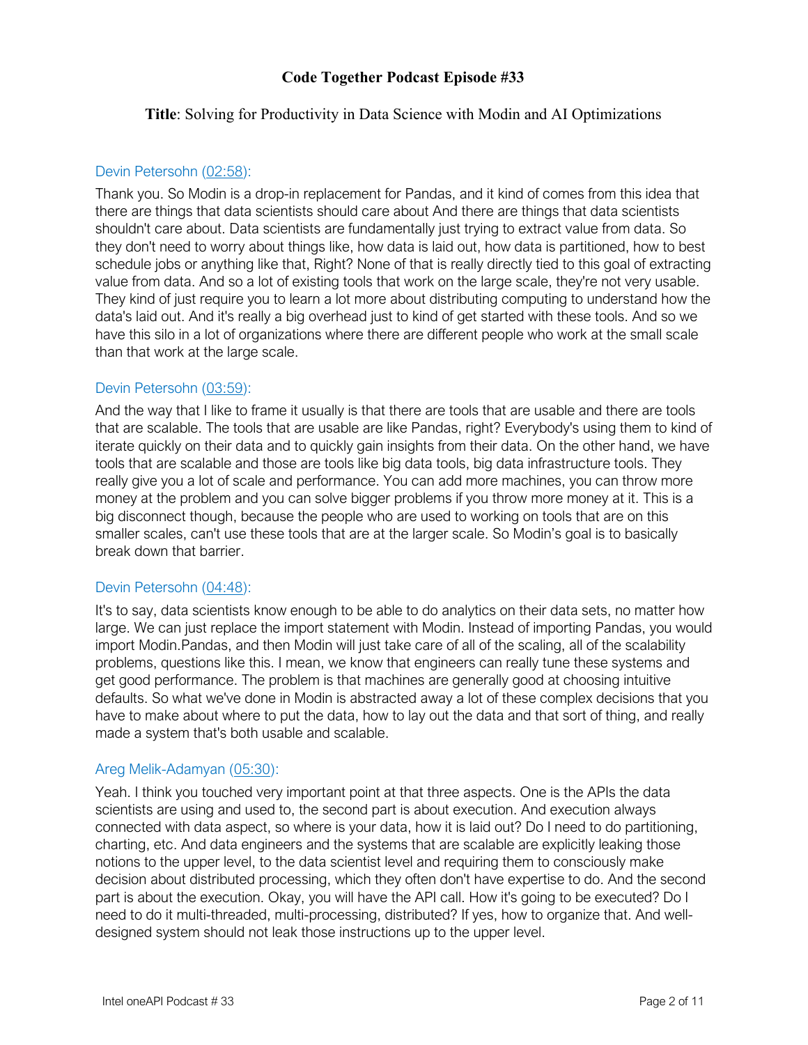**Code Together Podcast Episode #33**

**Title**: Solving for Productivity in Data Science with Modin and AI Optimizations

Devin Petersohn (02:58):

Thank you. So Modin is a drop-in replacement for Pandas, and it kind of comes from this idea that there are things that data scientists should care about And there are things that data scientists shouldn't care about. Data scientists are fundamentally just trying to extract value from data. So they don't need to worry about things like, how data is laid out, how data is partitioned, how to best schedule jobs or anything like that, Right? None of that is really directly tied to this goal of extracting value from data. And so a lot of existing tools that work on the large scale, they're not very usable. They kind of just require you to learn a lot more about distributing computing to understand how the data's laid out. And it's really a big overhead just to kind of get started with these tools. And so we have this silo in a lot of organizations where there are different people who work at the small scale than that work at the large scale.

Devin Petersohn (03:59):

And the way that I like to frame it usually is that there are tools that are usable and there are tools that are scalable. The tools that are usable are like Pandas, right? Everybody's using them to kind of iterate quickly on their data and to quickly gain insights from their data. On the other hand, we have tools that are scalable and those are tools like big data tools, big data infrastructure tools. They really give you a lot of scale and performance. You can add more machines, you can throw more money at the problem and you can solve bigger problems if you throw more money at it. This is a big disconnect though, because the people who are used to working on tools that are on this smaller scales, can't use these tools that are at the larger scale. So Modin's goal is to basically break down that barrier.

Devin Petersohn (04:48):

It's to say, data scientists know enough to be able to do analytics on their data sets, no matter how large. We can just replace the import statement with Modin. Instead of importing Pandas, you would import Modin.Pandas, and then Modin will just take care of all of the scaling, all of the scalability problems, questions like this. I mean, we know that engineers can really tune these systems and get good performance. The problem is that machines are generally good at choosing intuitive defaults. So what we've done in Modin is abstracted away a lot of these complex decisions that you have to make about where to put the data, how to lay out the data and that sort of thing, and really made a system that's both usable and scalable.

Areg Melik-Adamyan (05:30):

Yeah. I think you touched very important point at that three aspects. One is the APIs the data scientists are using and used to, the second part is about execution. And execution always connected with data aspect, so where is your data, how it is laid out? Do I need to do partitioning, charting, etc. And data engineers and the systems that are scalable are explicitly leaking those notions to the upper level, to the data scientist level and requiring them to consciously make decision about distributed processing, which they often don't have expertise to do. And the second part is about the execution. Okay, you will have the API call. How it's going to be executed? Do I need to do it multi-threaded, multi-processing, distributed? If yes, how to organize that. And well-designed system should not leak those instructions up to the upper level.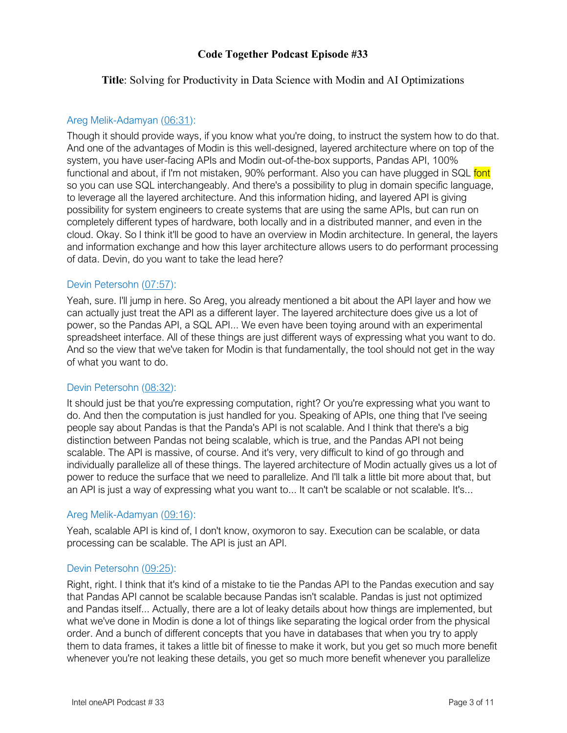**Code Together Podcast Episode #33**

**Title**: Solving for Productivity in Data Science with Modin and AI Optimizations

Areg Melik-Adamyan (06:31):

Though it should provide ways, if you know what you're doing, to instruct the system how to do that. And one of the advantages of Modin is this well-designed, layered architecture where on top of the system, you have user-facing APIs and Modin out-of-the-box supports, Pandas API, 100% functional and about, if I'm not mistaken, 90% performant. Also you can have plugged in SQL font so you can use SQL interchangeably. And there's a possibility to plug in domain specific language, to leverage all the layered architecture. And this information hiding, and layered API is giving possibility for system engineers to create systems that are using the same APIs, but can run on completely different types of hardware, both locally and in a distributed manner, and even in the cloud. Okay. So I think it'll be good to have an overview in Modin architecture. In general, the layers and information exchange and how this layer architecture allows users to do performant processing of data. Devin, do you want to take the lead here?

Devin Petersohn (07:57):

Yeah, sure. I'll jump in here. So Areg, you already mentioned a bit about the API layer and how we can actually just treat the API as a different layer. The layered architecture does give us a lot of power, so the Pandas API, a SQL API... We even have been toying around with an experimental spreadsheet interface. All of these things are just different ways of expressing what you want to do. And so the view that we've taken for Modin is that fundamentally, the tool should not get in the way of what you want to do.

Devin Petersohn (08:32):

It should just be that you're expressing computation, right? Or you're expressing what you want to do. And then the computation is just handled for you. Speaking of APIs, one thing that I've seeing people say about Pandas is that the Panda's API is not scalable. And I think that there's a big distinction between Pandas not being scalable, which is true, and the Pandas API not being scalable. The API is massive, of course. And it's very, very difficult to kind of go through and individually parallelize all of these things. The layered architecture of Modin actually gives us a lot of power to reduce the surface that we need to parallelize. And I'll talk a little bit more about that, but an API is just a way of expressing what you want to... It can't be scalable or not scalable. It's...

Areg Melik-Adamyan (09:16):

Yeah, scalable API is kind of, I don't know, oxymoron to say. Execution can be scalable, or data processing can be scalable. The API is just an API.

Devin Petersohn (09:25):

Right, right. I think that it's kind of a mistake to tie the Pandas API to the Pandas execution and say that Pandas API cannot be scalable because Pandas isn't scalable. Pandas is just not optimized and Pandas itself... Actually, there are a lot of leaky details about how things are implemented, but what we've done in Modin is done a lot of things like separating the logical order from the physical order. And a bunch of different concepts that you have in databases that when you try to apply them to data frames, it takes a little bit of finesse to make it work, but you get so much more benefit whenever you're not leaking these details, you get so much more benefit whenever you parallelize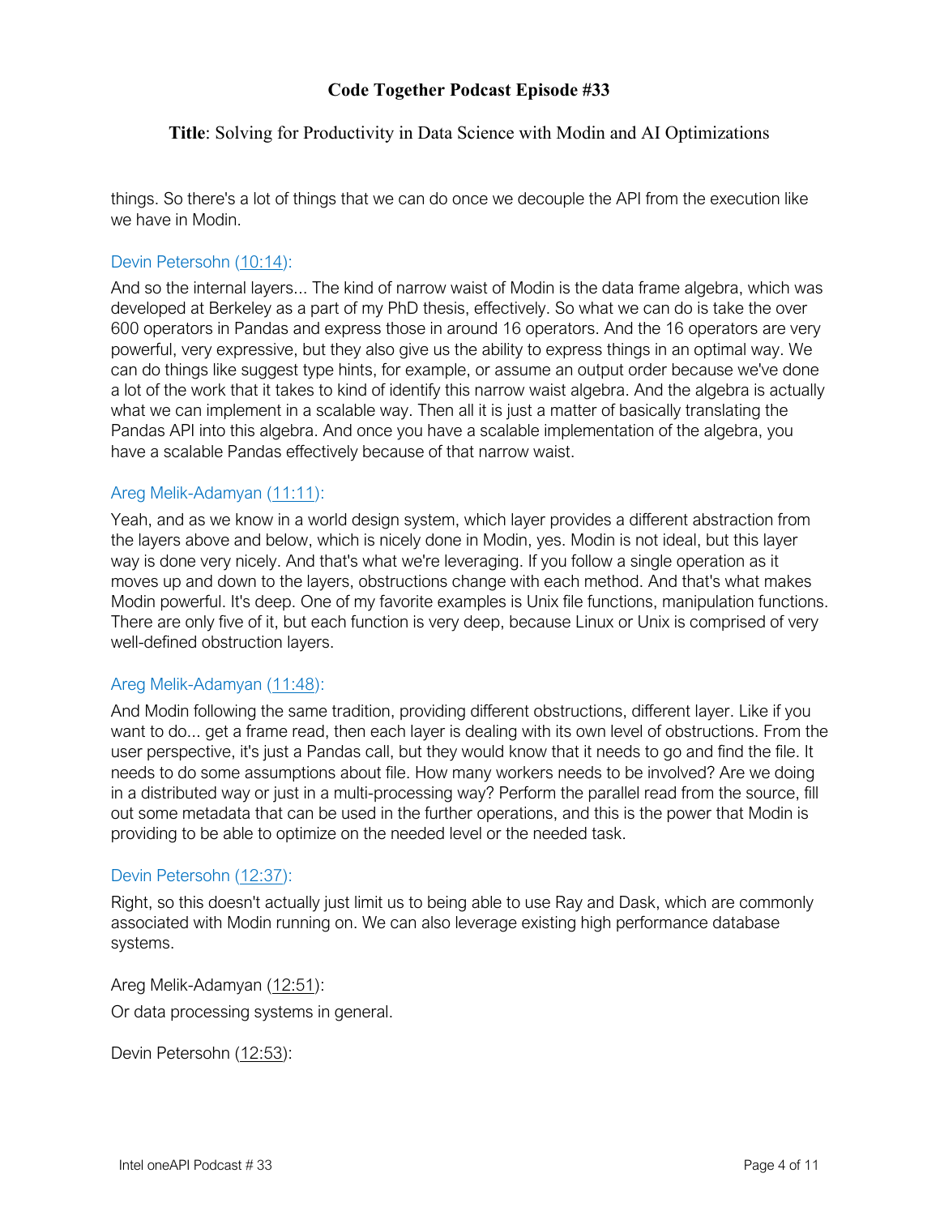things. So there's a lot of things that we can do once we decouple the API from the execution like we have in Modin.

Devin Petersohn (10:14):

And so the internal layers... The kind of narrow waist of Modin is the data frame algebra, which was developed at Berkeley as a part of my PhD thesis, effectively. So what we can do is take the over 600 operators in Pandas and express those in around 16 operators. And the 16 operators are very powerful, very expressive, but they also give us the ability to express things in an optimal way. We can do things like suggest type hints, for example, or assume an output order because we've done a lot of the work that it takes to kind of identify this narrow waist algebra. And the algebra is actually what we can implement in a scalable way. Then all it is just a matter of basically translating the Pandas API into this algebra. And once you have a scalable implementation of the algebra, you have a scalable Pandas effectively because of that narrow waist.

Areg Melik-Adamyan (11:11):

Yeah, and as we know in a world design system, which layer provides a different abstraction from the layers above and below, which is nicely done in Modin, yes. Modin is not ideal, but this layer way is done very nicely. And that's what we're leveraging. If you follow a single operation as it moves up and down to the layers, obstructions change with each method. And that's what makes Modin powerful. It's deep. One of my favorite examples is Unix file functions, manipulation functions. There are only five of it, but each function is very deep, because Linux or Unix is comprised of very well-defined obstruction layers.

Areg Melik-Adamyan (11:48):

And Modin following the same tradition, providing different obstructions, different layer. Like if you want to do... get a frame read, then each layer is dealing with its own level of obstructions. From the user perspective, it's just a Pandas call, but they would know that it needs to go and find the file. It needs to do some assumptions about file. How many workers needs to be involved? Are we doing in a distributed way or just in a multi-processing way? Perform the parallel read from the source, fill out some metadata that can be used in the further operations, and this is the power that Modin is providing to be able to optimize on the needed level or the needed task.

Devin Petersohn (12:37):

Right, so this doesn't actually just limit us to being able to use Ray and Dask, which are commonly associated with Modin running on. We can also leverage existing high performance database systems.

Areg Melik-Adamyan (12:51):

Or data processing systems in general.

Devin Petersohn (12:53):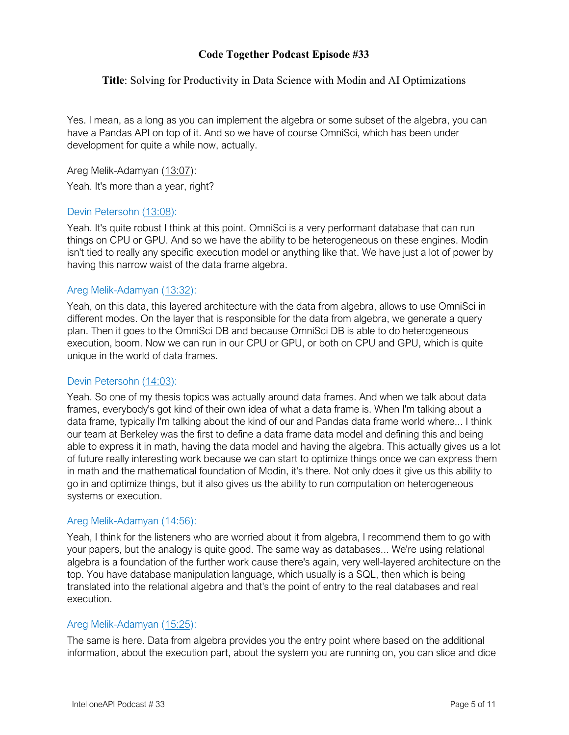**Code Together Podcast Episode #33**

**Title**: Solving for Productivity in Data Science with Modin and AI Optimizations

Yes. I mean, as a long as you can implement the algebra or some subset of the algebra, you can have a Pandas API on top of it. And so we have of course OmniSci, which has been under development for quite a while now, actually.

Areg Melik-Adamyan (13:07):

Yeah. It's more than a year, right?

Devin Petersohn (13:08):

Yeah. It's quite robust I think at this point. OmniSci is a very performant database that can run things on CPU or GPU. And so we have the ability to be heterogeneous on these engines. Modin isn't tied to really any specific execution model or anything like that. We have just a lot of power by having this narrow waist of the data frame algebra.

Areg Melik-Adamyan (13:32):

Yeah, on this data, this layered architecture with the data from algebra, allows to use OmniSci in different modes. On the layer that is responsible for the data from algebra, we generate a query plan. Then it goes to the OmniSci DB and because OmniSci DB is able to do heterogeneous execution, boom. Now we can run in our CPU or GPU, or both on CPU and GPU, which is quite unique in the world of data frames.

Devin Petersohn (14:03):

Yeah. So one of my thesis topics was actually around data frames. And when we talk about data frames, everybody's got kind of their own idea of what a data frame is. When I'm talking about a data frame, typically I'm talking about the kind of our and Pandas data frame world where... I think our team at Berkeley was the first to define a data frame data model and defining this and being able to express it in math, having the data model and having the algebra. This actually gives us a lot of future really interesting work because we can start to optimize things once we can express them in math and the mathematical foundation of Modin, it's there. Not only does it give us this ability to go in and optimize things, but it also gives us the ability to run computation on heterogeneous systems or execution.

Areg Melik-Adamyan (14:56):

Yeah, I think for the listeners who are worried about it from algebra, I recommend them to go with your papers, but the analogy is quite good. The same way as databases... We're using relational algebra is a foundation of the further work cause there's again, very well-layered architecture on the top. You have database manipulation language, which usually is a SQL, then which is being translated into the relational algebra and that's the point of entry to the real databases and real execution.

Areg Melik-Adamyan (15:25):

The same is here. Data from algebra provides you the entry point where based on the additional information, about the execution part, about the system you are running on, you can slice and dice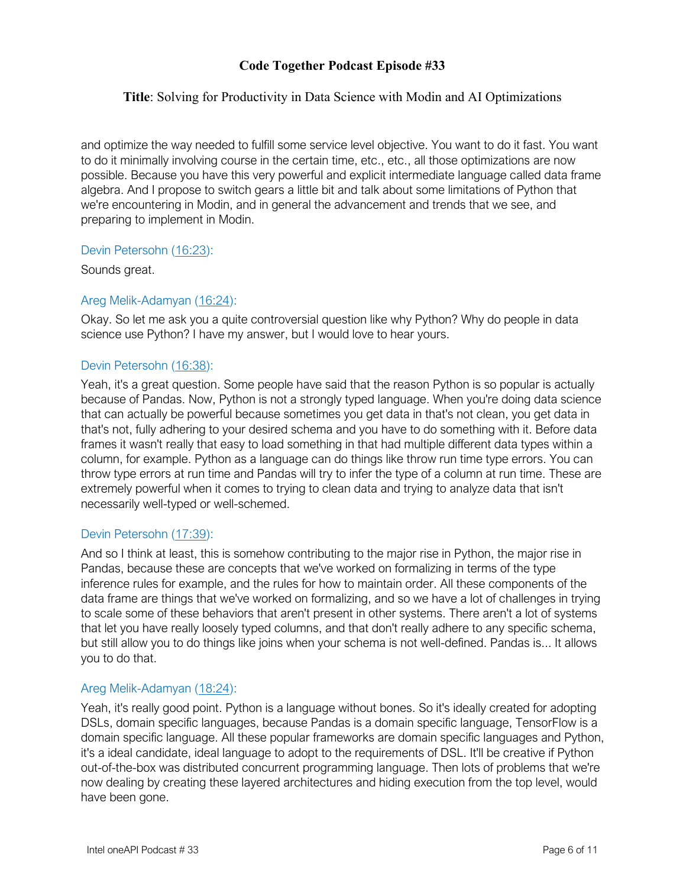and optimize the way needed to fulfill some service level objective. You want to do it fast. You want to do it minimally involving course in the certain time, etc., etc., all those optimizations are now possible. Because you have this very powerful and explicit intermediate language called data frame algebra. And I propose to switch gears a little bit and talk about some limitations of Python that we're encountering in Modin, and in general the advancement and trends that we see, and preparing to implement in Modin.

Devin Petersohn (16:23):

Sounds great.

Areg Melik-Adamyan (16:24):

Okay. So let me ask you a quite controversial question like why Python? Why do people in data science use Python? I have my answer, but I would love to hear yours.

Devin Petersohn (16:38):

Yeah, it's a great question. Some people have said that the reason Python is so popular is actually because of Pandas. Now, Python is not a strongly typed language. When you're doing data science that can actually be powerful because sometimes you get data in that's not clean, you get data in that's not, fully adhering to your desired schema and you have to do something with it. Before data frames it wasn't really that easy to load something in that had multiple different data types within a column, for example. Python as a language can do things like throw run time type errors. You can throw type errors at run time and Pandas will try to infer the type of a column at run time. These are extremely powerful when it comes to trying to clean data and trying to analyze data that isn't necessarily well-typed or well-schemed.

Devin Petersohn (17:39):

And so I think at least, this is somehow contributing to the major rise in Python, the major rise in Pandas, because these are concepts that we've worked on formalizing in terms of the type inference rules for example, and the rules for how to maintain order. All these components of the data frame are things that we've worked on formalizing, and so we have a lot of challenges in trying to scale some of these behaviors that aren't present in other systems. There aren't a lot of systems that let you have really loosely typed columns, and that don't really adhere to any specific schema, but still allow you to do things like joins when your schema is not well-defined. Pandas is... It allows you to do that.

Areg Melik-Adamyan (18:24):

Yeah, it's really good point. Python is a language without bones. So it's ideally created for adopting DSLs, domain specific languages, because Pandas is a domain specific language, TensorFlow is a domain specific language. All these popular frameworks are domain specific languages and Python, it's a ideal candidate, ideal language to adopt to the requirements of DSL. It'll be creative if Python out-of-the-box was distributed concurrent programming language. Then lots of problems that we're now dealing by creating these layered architectures and hiding execution from the top level, would have been gone.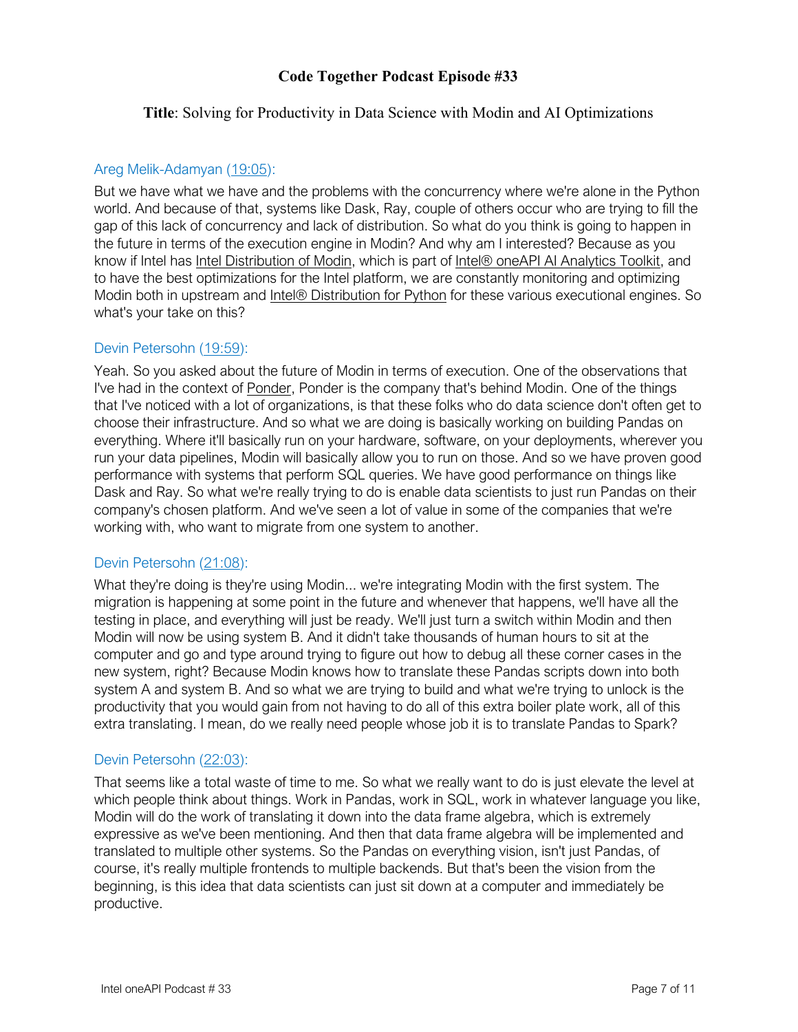**Code Together Podcast Episode #33**

**Title**: Solving for Productivity in Data Science with Modin and AI Optimizations

Areg Melik-Adamyan (19:05):

But we have what we have and the problems with the concurrency where we're alone in the Python world. And because of that, systems like Dask, Ray, couple of others occur who are trying to fill the gap of this lack of concurrency and lack of distribution. So what do you think is going to happen in the future in terms of the execution engine in Modin? And why am I interested? Because as you know if Intel has Intel Distribution of Modin, which is part of Intel® oneAPI AI Analytics Toolkit, and to have the best optimizations for the Intel platform, we are constantly monitoring and optimizing Modin both in upstream and Intel® Distribution for Python for these various executional engines. So what's your take on this?

Devin Petersohn (19:59):

Yeah. So you asked about the future of Modin in terms of execution. One of the observations that I've had in the context of Ponder, Ponder is the company that's behind Modin. One of the things that I've noticed with a lot of organizations, is that these folks who do data science don't often get to choose their infrastructure. And so what we are doing is basically working on building Pandas on everything. Where it'll basically run on your hardware, software, on your deployments, wherever you run your data pipelines, Modin will basically allow you to run on those. And so we have proven good performance with systems that perform SQL queries. We have good performance on things like Dask and Ray. So what we're really trying to do is enable data scientists to just run Pandas on their company's chosen platform. And we've seen a lot of value in some of the companies that we're working with, who want to migrate from one system to another.

Devin Petersohn (21:08):

What they're doing is they're using Modin... we're integrating Modin with the first system. The migration is happening at some point in the future and whenever that happens, we'll have all the testing in place, and everything will just be ready. We'll just turn a switch within Modin and then Modin will now be using system B. And it didn't take thousands of human hours to sit at the computer and go and type around trying to figure out how to debug all these corner cases in the new system, right? Because Modin knows how to translate these Pandas scripts down into both system A and system B. And so what we are trying to build and what we're trying to unlock is the productivity that you would gain from not having to do all of this extra boiler plate work, all of this extra translating. I mean, do we really need people whose job it is to translate Pandas to Spark?

Devin Petersohn (22:03):

That seems like a total waste of time to me. So what we really want to do is just elevate the level at which people think about things. Work in Pandas, work in SQL, work in whatever language you like, Modin will do the work of translating it down into the data frame algebra, which is extremely expressive as we've been mentioning. And then that data frame algebra will be implemented and translated to multiple other systems. So the Pandas on everything vision, isn't just Pandas, of course, it's really multiple frontends to multiple backends. But that's been the vision from the beginning, is this idea that data scientists can just sit down at a computer and immediately be productive.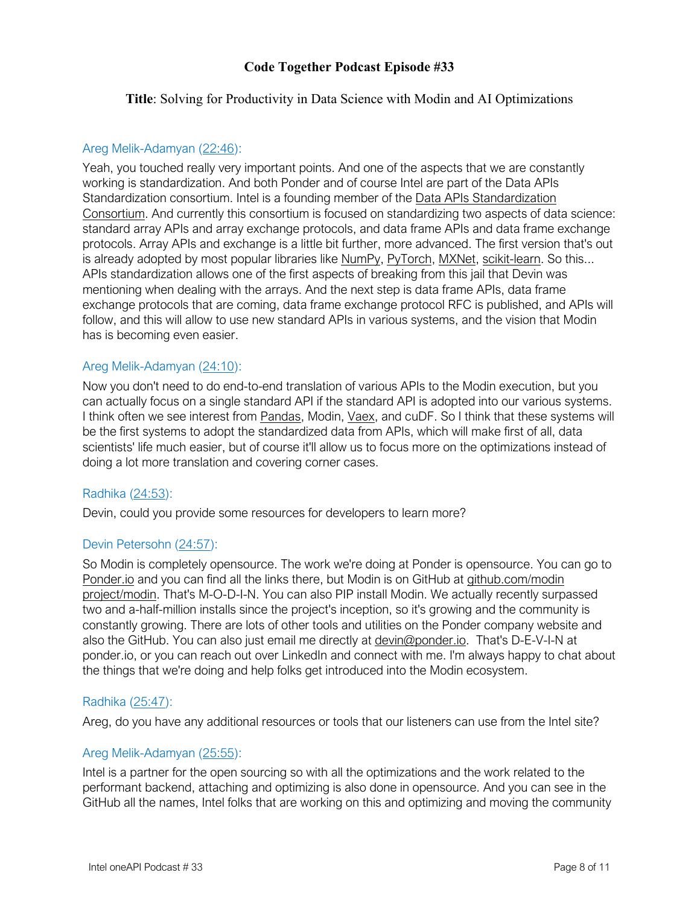**Code Together Podcast Episode #33**

**Title**: Solving for Productivity in Data Science with Modin and AI Optimizations

Areg Melik-Adamyan (22:46):

Yeah, you touched really very important points. And one of the aspects that we are constantly working is standardization. And both Ponder and of course Intel are part of the Data APIs Standardization consortium. Intel is a founding member of the Data APIs Standardization Consortium. And currently this consortium is focused on standardizing two aspects of data science: standard array APIs and array exchange protocols, and data frame APIs and data frame exchange protocols. Array APIs and exchange is a little bit further, more advanced. The first version that's out is already adopted by most popular libraries like NumPy, PyTorch, MXNet, scikit-learn. So this... APIs standardization allows one of the first aspects of breaking from this jail that Devin was mentioning when dealing with the arrays. And the next step is data frame APIs, data frame exchange protocols that are coming, data frame exchange protocol RFC is published, and APIs will follow, and this will allow to use new standard APIs in various systems, and the vision that Modin has is becoming even easier.

Areg Melik-Adamyan (24:10):

Now you don't need to do end-to-end translation of various APIs to the Modin execution, but you can actually focus on a single standard API if the standard API is adopted into our various systems. I think often we see interest from Pandas, Modin, Vaex, and cuDF. So I think that these systems will be the first systems to adopt the standardized data from APIs, which will make first of all, data scientists' life much easier, but of course it'll allow us to focus more on the optimizations instead of doing a lot more translation and covering corner cases.

Radhika (24:53):

Devin, could you provide some resources for developers to learn more?

Devin Petersohn (24:57):

So Modin is completely opensource. The work we're doing at Ponder is opensource. You can go to Ponder.io and you can find all the links there, but Modin is on GitHub at github.com/modin project/modin. That's M-O-D-I-N. You can also PIP install Modin. We actually recently surpassed two and a-half-million installs since the project's inception, so it's growing and the community is constantly growing. There are lots of other tools and utilities on the Ponder company website and also the GitHub. You can also just email me directly at devin@ponder.io. That's D-E-V-I-N at ponder.io, or you can reach out over LinkedIn and connect with me. I'm always happy to chat about the things that we're doing and help folks get introduced into the Modin ecosystem.

Radhika (25:47):

Areg, do you have any additional resources or tools that our listeners can use from the Intel site?

Areg Melik-Adamyan (25:55):

Intel is a partner for the open sourcing so with all the optimizations and the work related to the performant backend, attaching and optimizing is also done in opensource. And you can see in the GitHub all the names, Intel folks that are working on this and optimizing and moving the community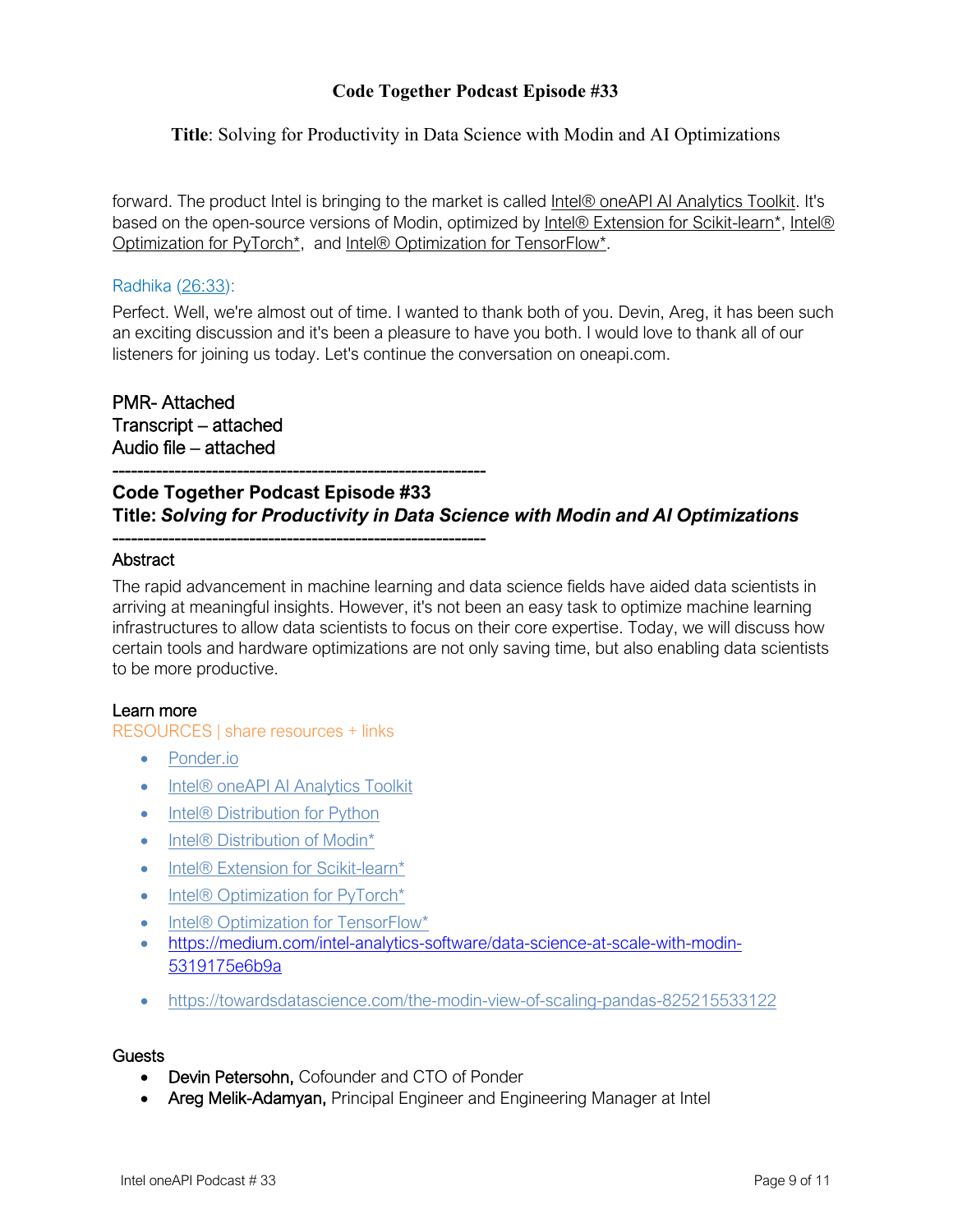forward. The product Intel is bringing to the market is called Intel® oneAPI AI Analytics Toolkit. It's based on the open-source versions of Modin, optimized by Intel® Extension for Scikit-learn*, Intel® Optimization for PyTorch*, and Intel® Optimization for TensorFlow*.

Radhika (26:33):

Perfect. Well, we're almost out of time. I wanted to thank both of you. Devin, Areg, it has been such an exciting discussion and it's been a pleasure to have you both. I would love to thank all of our listeners for joining us today. Let's continue the conversation on oneapi.com.

PMR- Attached
Transcript – attached
Audio file – attached

---

## Code Together Podcast Episode #33
## Title: *Solving for Productivity in Data Science with Modin and AI Optimizations*

---

### Abstract

The rapid advancement in machine learning and data science fields have aided data scientists in arriving at meaningful insights. However, it's not been an easy task to optimize machine learning infrastructures to allow data scientists to focus on their core expertise. Today, we will discuss how certain tools and hardware optimizations are not only saving time, but also enabling data scientists to be more productive.

### Learn more

RESOURCES | share resources + links

- Ponder.io
- Intel® oneAPI AI Analytics Toolkit
- Intel® Distribution for Python
- Intel® Distribution of Modin*
- Intel® Extension for Scikit-learn*
- Intel® Optimization for PyTorch*
- Intel® Optimization for TensorFlow*
- https://medium.com/intel-analytics-software/data-science-at-scale-with-modin-5319175e6b9a
- https://towardsdatascience.com/the-modin-view-of-scaling-pandas-825215533122

### Guests

- **Devin Petersohn,** Cofounder and CTO of Ponder
- **Areg Melik-Adamyan,** Principal Engineer and Engineering Manager at Intel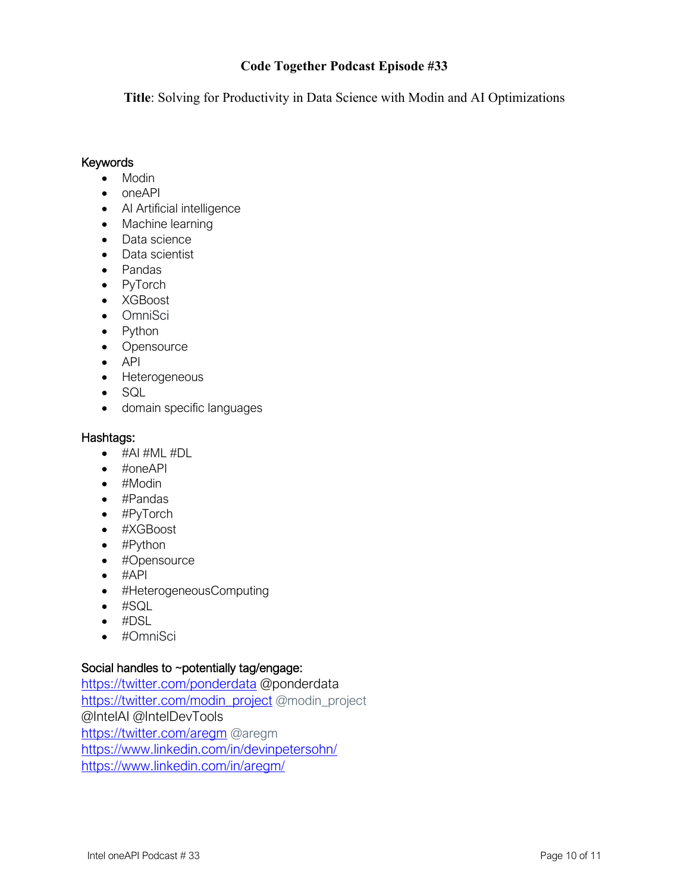**Code Together Podcast Episode #33**

**Title**: Solving for Productivity in Data Science with Modin and AI Optimizations

### Keywords

- Modin
- oneAPI
- AI Artificial intelligence
- Machine learning
- Data science
- Data scientist
- Pandas
- PyTorch
- XGBoost
- OmniSci
- Python
- Opensource
- API
- Heterogeneous
- SQL
- domain specific languages

### Hashtags:

- #AI #ML #DL
- #oneAPI
- #Modin
- #Pandas
- #PyTorch
- #XGBoost
- #Python
- #Opensource
- #API
- #HeterogeneousComputing
- #SQL
- #DSL
- #OmniSci

### Social handles to ~potentially tag/engage:

https://twitter.com/ponderdata @ponderdata
https://twitter.com/modin_project @modin_project
@IntelAI @IntelDevTools
https://twitter.com/aregm @aregm
https://www.linkedin.com/in/devinpetersohn/
https://www.linkedin.com/in/aregm/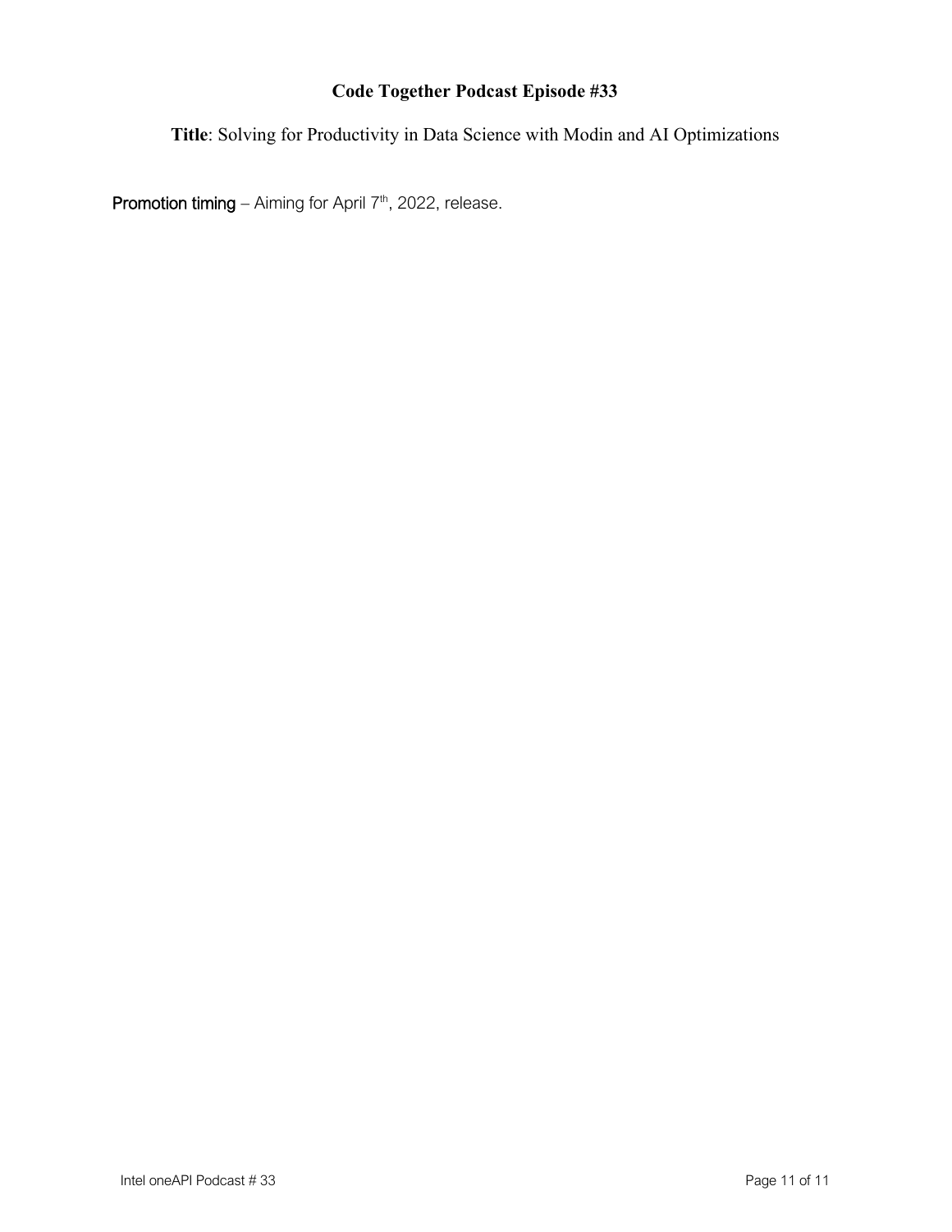**Code Together Podcast Episode #33**

**Title**: Solving for Productivity in Data Science with Modin and AI Optimizations

**Promotion timing** – Aiming for April 7th, 2022, release.